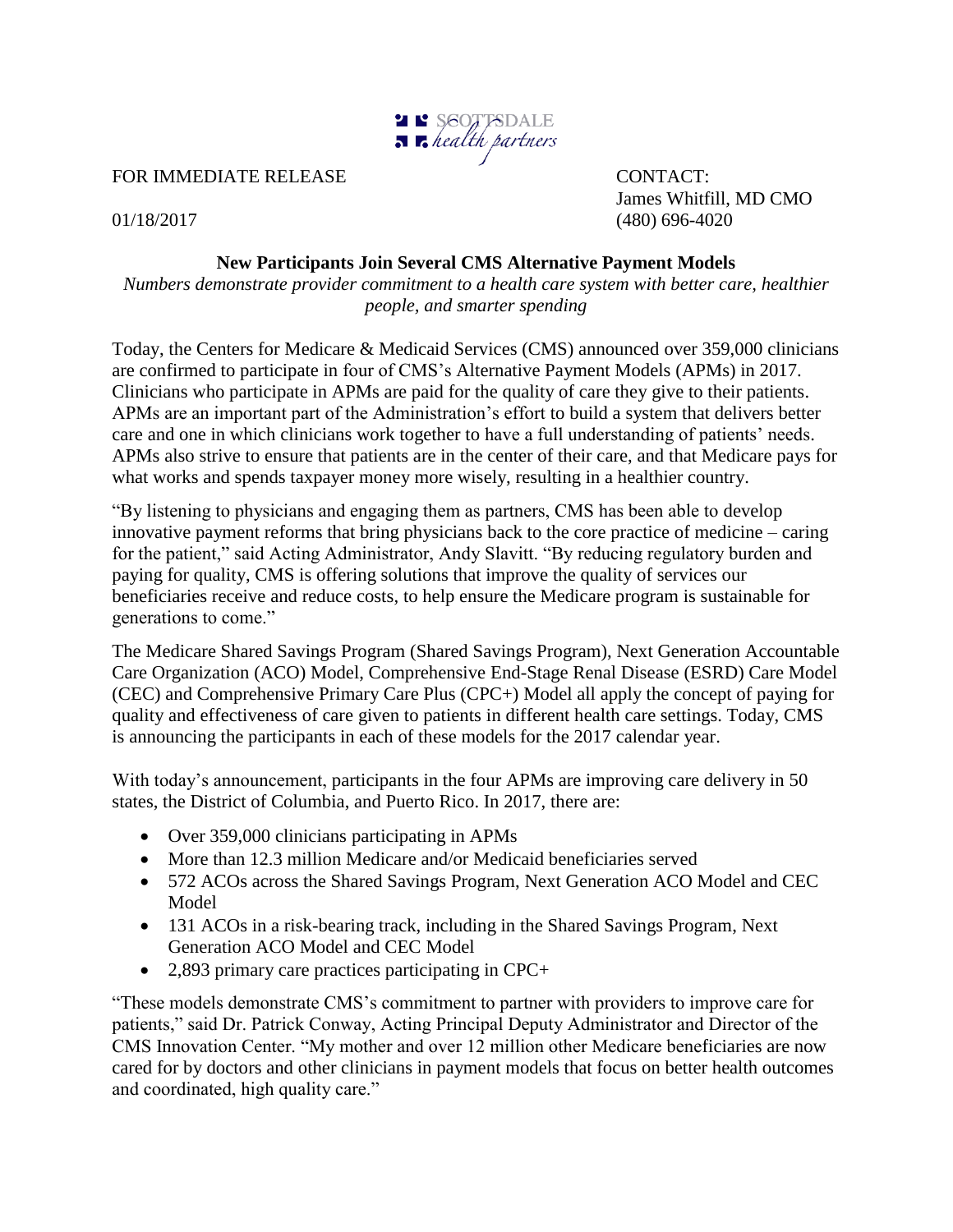SCOTTSDALE *health partners*

FOR IMMEDIATE RELEASE

01/18/2017

CONTACT:
James Whitfill, MD CMO
(480) 696-4020

**New Participants Join Several CMS Alternative Payment Models**

*Numbers demonstrate provider commitment to a health care system with better care, healthier people, and smarter spending*

Today, the Centers for Medicare & Medicaid Services (CMS) announced over 359,000 clinicians are confirmed to participate in four of CMS's Alternative Payment Models (APMs) in 2017. Clinicians who participate in APMs are paid for the quality of care they give to their patients. APMs are an important part of the Administration's effort to build a system that delivers better care and one in which clinicians work together to have a full understanding of patients' needs. APMs also strive to ensure that patients are in the center of their care, and that Medicare pays for what works and spends taxpayer money more wisely, resulting in a healthier country.

"By listening to physicians and engaging them as partners, CMS has been able to develop innovative payment reforms that bring physicians back to the core practice of medicine – caring for the patient," said Acting Administrator, Andy Slavitt. "By reducing regulatory burden and paying for quality, CMS is offering solutions that improve the quality of services our beneficiaries receive and reduce costs, to help ensure the Medicare program is sustainable for generations to come."

The Medicare Shared Savings Program (Shared Savings Program), Next Generation Accountable Care Organization (ACO) Model, Comprehensive End-Stage Renal Disease (ESRD) Care Model (CEC) and Comprehensive Primary Care Plus (CPC+) Model all apply the concept of paying for quality and effectiveness of care given to patients in different health care settings. Today, CMS is announcing the participants in each of these models for the 2017 calendar year.

With today's announcement, participants in the four APMs are improving care delivery in 50 states, the District of Columbia, and Puerto Rico. In 2017, there are:

- Over 359,000 clinicians participating in APMs
- More than 12.3 million Medicare and/or Medicaid beneficiaries served
- 572 ACOs across the Shared Savings Program, Next Generation ACO Model and CEC Model
- 131 ACOs in a risk-bearing track, including in the Shared Savings Program, Next Generation ACO Model and CEC Model
- 2,893 primary care practices participating in CPC+

"These models demonstrate CMS's commitment to partner with providers to improve care for patients," said Dr. Patrick Conway, Acting Principal Deputy Administrator and Director of the CMS Innovation Center. "My mother and over 12 million other Medicare beneficiaries are now cared for by doctors and other clinicians in payment models that focus on better health outcomes and coordinated, high quality care."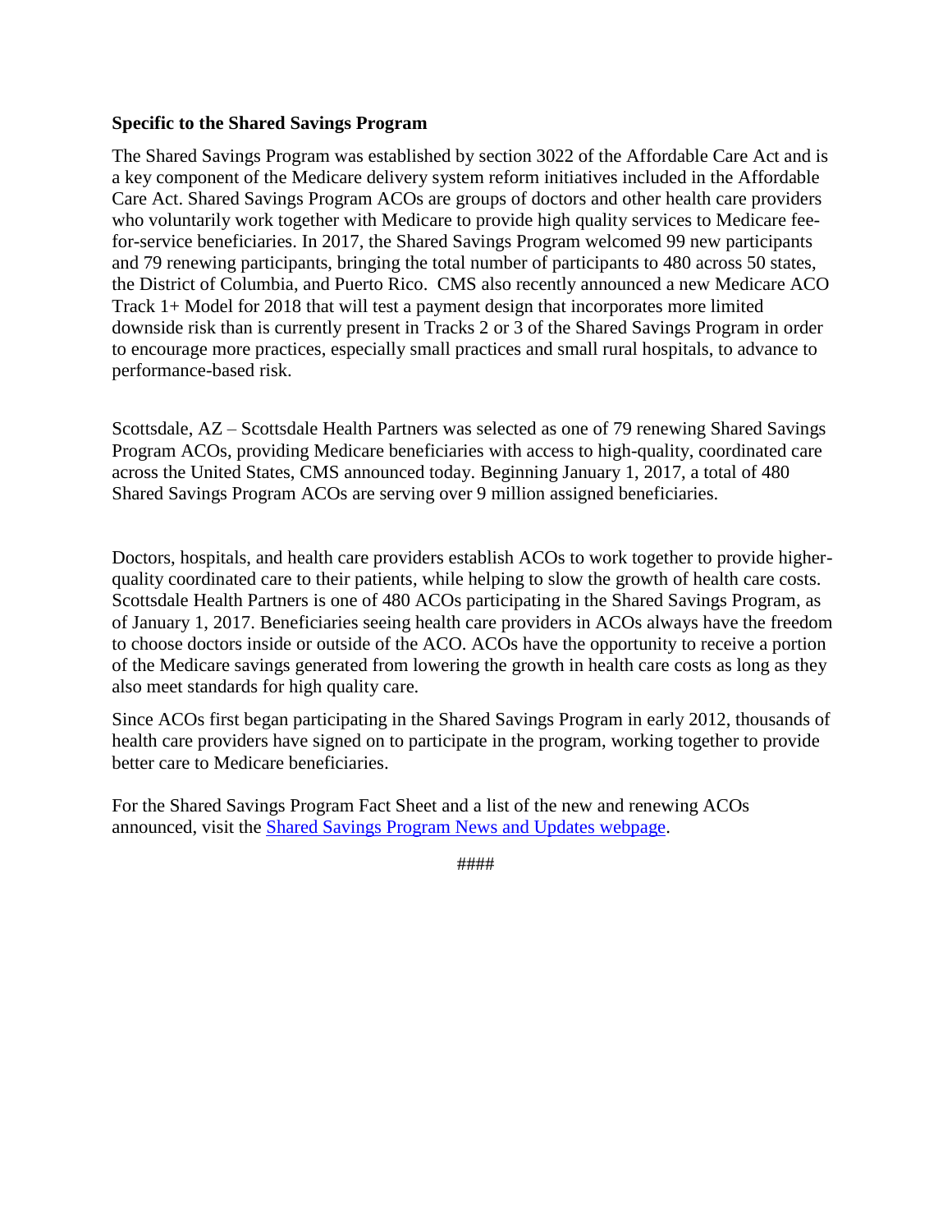**Specific to the Shared Savings Program**

The Shared Savings Program was established by section 3022 of the Affordable Care Act and is a key component of the Medicare delivery system reform initiatives included in the Affordable Care Act. Shared Savings Program ACOs are groups of doctors and other health care providers who voluntarily work together with Medicare to provide high quality services to Medicare fee-for-service beneficiaries. In 2017, the Shared Savings Program welcomed 99 new participants and 79 renewing participants, bringing the total number of participants to 480 across 50 states, the District of Columbia, and Puerto Rico. CMS also recently announced a new Medicare ACO Track 1+ Model for 2018 that will test a payment design that incorporates more limited downside risk than is currently present in Tracks 2 or 3 of the Shared Savings Program in order to encourage more practices, especially small practices and small rural hospitals, to advance to performance-based risk.

Scottsdale, AZ – Scottsdale Health Partners was selected as one of 79 renewing Shared Savings Program ACOs, providing Medicare beneficiaries with access to high-quality, coordinated care across the United States, CMS announced today. Beginning January 1, 2017, a total of 480 Shared Savings Program ACOs are serving over 9 million assigned beneficiaries.

Doctors, hospitals, and health care providers establish ACOs to work together to provide higher-quality coordinated care to their patients, while helping to slow the growth of health care costs. Scottsdale Health Partners is one of 480 ACOs participating in the Shared Savings Program, as of January 1, 2017. Beneficiaries seeing health care providers in ACOs always have the freedom to choose doctors inside or outside of the ACO. ACOs have the opportunity to receive a portion of the Medicare savings generated from lowering the growth in health care costs as long as they also meet standards for high quality care.

Since ACOs first began participating in the Shared Savings Program in early 2012, thousands of health care providers have signed on to participate in the program, working together to provide better care to Medicare beneficiaries.

For the Shared Savings Program Fact Sheet and a list of the new and renewing ACOs announced, visit the Shared Savings Program News and Updates webpage.

####